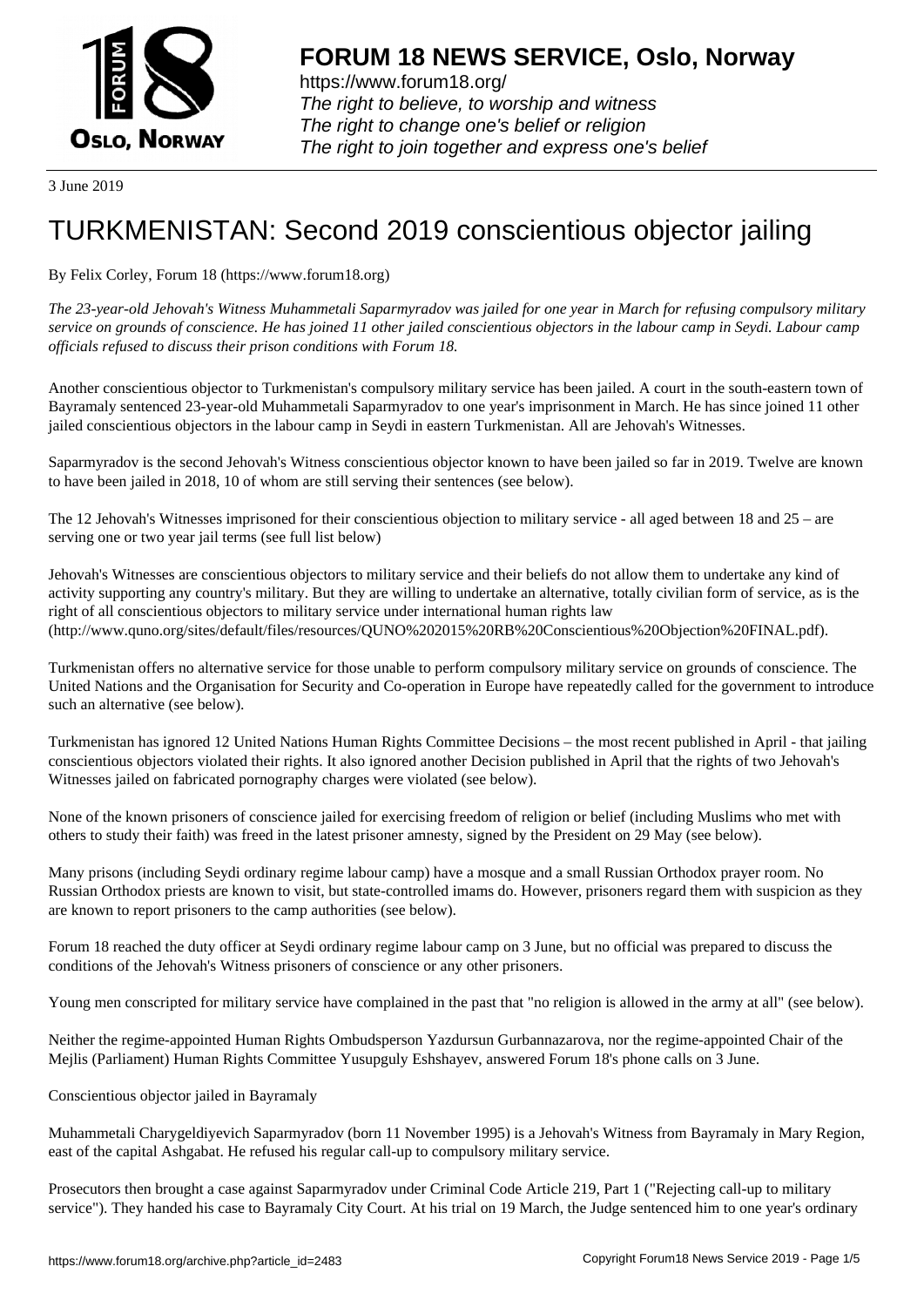3 June 2019

# TURKMENISTAN: Second 2019 conscientious objector jailing

By Felix Corley, Forum 18 (https://www.forum18.org)

*The 23-year-old Jehovah's Witness Muhammetali Saparmyradov was jailed for one year in March for refusing compulsory military service on grounds of conscience. He has joined 11 other jailed conscientious objectors in the labour camp in Seydi. Labour camp officials refused to discuss their prison conditions with Forum 18.*

Another conscientious objector to Turkmenistan's compulsory military service has been jailed. A court in the south-eastern town of Bayramaly sentenced 23-year-old Muhammetali Saparmyradov to one year's imprisonment in March. He has since joined 11 other jailed conscientious objectors in the labour camp in Seydi in eastern Turkmenistan. All are Jehovah's Witnesses.

Saparmyradov is the second Jehovah's Witness conscientious objector known to have been jailed so far in 2019. Twelve are known to have been jailed in 2018, 10 of whom are still serving their sentences (see below).

The 12 Jehovah's Witnesses imprisoned for their conscientious objection to military service - all aged between 18 and 25 – are serving one or two year jail terms (see full list below)

Jehovah's Witnesses are conscientious objectors to military service and their beliefs do not allow them to undertake any kind of activity supporting any country's military. But they are willing to undertake an alternative, totally civilian form of service, as is the right of all conscientious objectors to military service under international human rights law (http://www.quno.org/sites/default/files/resources/QUNO%202015%20RB%20Conscientious%20Objection%20FINAL.pdf).

Turkmenistan offers no alternative service for those unable to perform compulsory military service on grounds of conscience. The United Nations and the Organisation for Security and Co-operation in Europe have repeatedly called for the government to introduce such an alternative (see below).

Turkmenistan has ignored 12 United Nations Human Rights Committee Decisions – the most recent published in April - that jailing conscientious objectors violated their rights. It also ignored another Decision published in April that the rights of two Jehovah's Witnesses jailed on fabricated pornography charges were violated (see below).

None of the known prisoners of conscience jailed for exercising freedom of religion or belief (including Muslims who met with others to study their faith) was freed in the latest prisoner amnesty, signed by the President on 29 May (see below).

Many prisons (including Seydi ordinary regime labour camp) have a mosque and a small Russian Orthodox prayer room. No Russian Orthodox priests are known to visit, but state-controlled imams do. However, prisoners regard them with suspicion as they are known to report prisoners to the camp authorities (see below).

Forum 18 reached the duty officer at Seydi ordinary regime labour camp on 3 June, but no official was prepared to discuss the conditions of the Jehovah's Witness prisoners of conscience or any other prisoners.

Young men conscripted for military service have complained in the past that "no religion is allowed in the army at all" (see below).

Neither the regime-appointed Human Rights Ombudsperson Yazdursun Gurbannazarova, nor the regime-appointed Chair of the Mejlis (Parliament) Human Rights Committee Yusupguly Eshshayev, answered Forum 18's phone calls on 3 June.

## Conscientious objector jailed in Bayramaly

Muhammetali Charygeldiyevich Saparmyradov (born 11 November 1995) is a Jehovah's Witness from Bayramaly in Mary Region, east of the capital Ashgabat. He refused his regular call-up to compulsory military service.

Prosecutors then brought a case against Saparmyradov under Criminal Code Article 219, Part 1 ("Rejecting call-up to military service"). They handed his case to Bayramaly City Court. At his trial on 19 March, the Judge sentenced him to one year's ordinary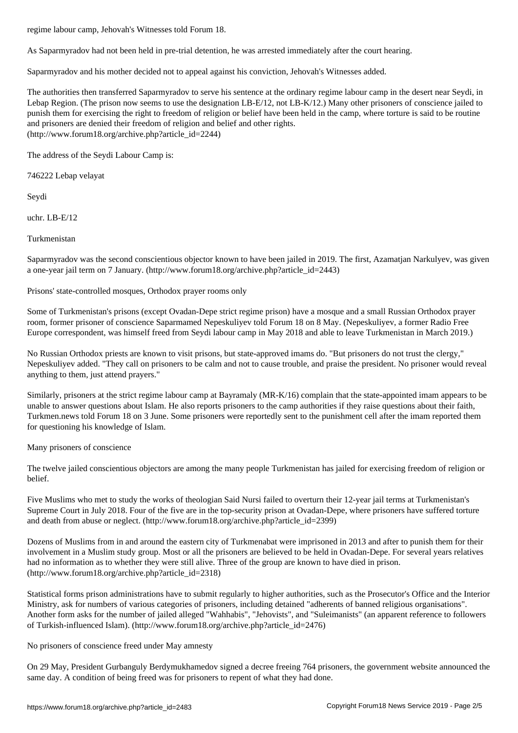regime labour camp, Jehovah's Witnesses told Forum 18.

As Saparmyradov had not been held in pre-trial detention, he was arrested immediately after the court hearing.

Saparmyradov and his mother decided not to appeal against his conviction, Jehovah's Witnesses added.

The authorities then transferred Saparmyradov to serve his sentence at the ordinary regime labour camp in the desert near Seydi, in Lebap Region. (The prison now seems to use the designation LB-E/12, not LB-K/12.) Many other prisoners of conscience jailed to punish them for exercising the right to freedom of religion or belief have been held in the camp, where torture is said to be routine and prisoners are denied their freedom of religion and belief and other rights. (http://www.forum18.org/archive.php?article_id=2244)

The address of the Seydi Labour Camp is:

746222 Lebap velayat

Seydi

uchr. LB-E/12

Turkmenistan

Saparmyradov was the second conscientious objector known to have been jailed in 2019. The first, Azamatjan Narkulyev, was given a one-year jail term on 7 January. (http://www.forum18.org/archive.php?article_id=2443)

## Prisons' state-controlled mosques, Orthodox prayer rooms only

Some of Turkmenistan's prisons (except Ovadan-Depe strict regime prison) have a mosque and a small Russian Orthodox prayer room, former prisoner of conscience Saparmamed Nepeskuliyev told Forum 18 on 8 May. (Nepeskuliyev, a former Radio Free Europe correspondent, was himself freed from Seydi labour camp in May 2018 and able to leave Turkmenistan in March 2019.)

No Russian Orthodox priests are known to visit prisons, but state-approved imams do. "But prisoners do not trust the clergy," Nepeskuliyev added. "They call on prisoners to be calm and not to cause trouble, and praise the president. No prisoner would reveal anything to them, just attend prayers."

Similarly, prisoners at the strict regime labour camp at Bayramaly (MR-K/16) complain that the state-appointed imam appears to be unable to answer questions about Islam. He also reports prisoners to the camp authorities if they raise questions about their faith, Turkmen.news told Forum 18 on 3 June. Some prisoners were reportedly sent to the punishment cell after the imam reported them for questioning his knowledge of Islam.

## Many prisoners of conscience

The twelve jailed conscientious objectors are among the many people Turkmenistan has jailed for exercising freedom of religion or belief.

Five Muslims who met to study the works of theologian Said Nursi failed to overturn their 12-year jail terms at Turkmenistan's Supreme Court in July 2018. Four of the five are in the top-security prison at Ovadan-Depe, where prisoners have suffered torture and death from abuse or neglect. (http://www.forum18.org/archive.php?article_id=2399)

Dozens of Muslims from in and around the eastern city of Turkmenabat were imprisoned in 2013 and after to punish them for their involvement in a Muslim study group. Most or all the prisoners are believed to be held in Ovadan-Depe. For several years relatives had no information as to whether they were still alive. Three of the group are known to have died in prison. (http://www.forum18.org/archive.php?article_id=2318)

Statistical forms prison administrations have to submit regularly to higher authorities, such as the Prosecutor's Office and the Interior Ministry, ask for numbers of various categories of prisoners, including detained "adherents of banned religious organisations". Another form asks for the number of jailed alleged "Wahhabis", "Jehovists", and "Suleimanists" (an apparent reference to followers of Turkish-influenced Islam). (http://www.forum18.org/archive.php?article_id=2476)

## No prisoners of conscience freed under May amnesty

On 29 May, President Gurbanguly Berdymukhamedov signed a decree freeing 764 prisoners, the government website announced the same day. A condition of being freed was for prisoners to repent of what they had done.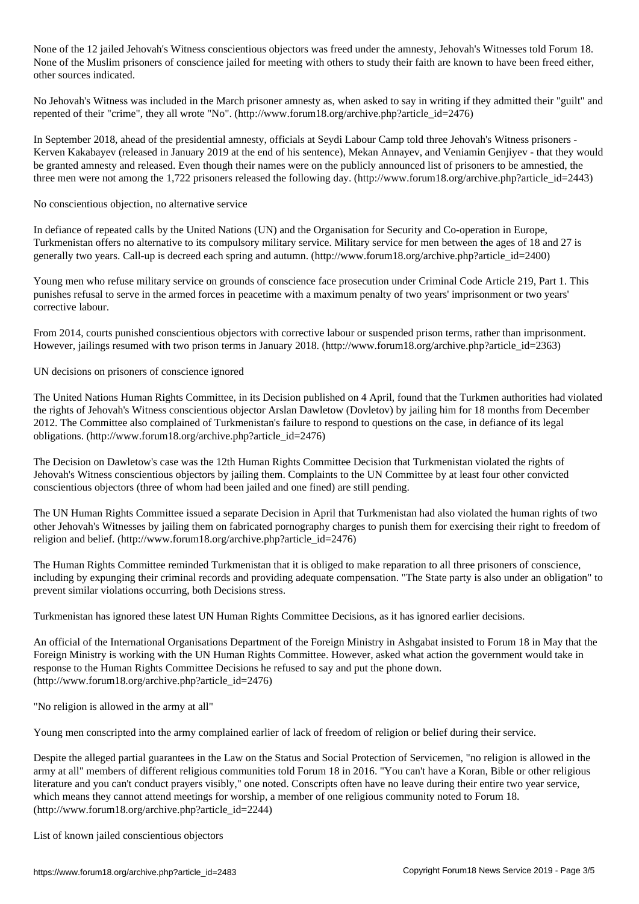None of the 12 jailed Jehovah's Witness conscientious objectors was freed under the amnesty, Jehovah's Witnesses told Forum 18. None of the Muslim prisoners of conscience jailed for meeting with others to study their faith are known to have been freed either, other sources indicated.

No Jehovah's Witness was included in the March prisoner amnesty as, when asked to say in writing if they admitted their "guilt" and repented of their "crime", they all wrote "No". (http://www.forum18.org/archive.php?article_id=2476)

In September 2018, ahead of the presidential amnesty, officials at Seydi Labour Camp told three Jehovah's Witness prisoners - Kerven Kakabayev (released in January 2019 at the end of his sentence), Mekan Annayev, and Veniamin Genjiyev - that they would be granted amnesty and released. Even though their names were on the publicly announced list of prisoners to be amnestied, the three men were not among the 1,722 prisoners released the following day. (http://www.forum18.org/archive.php?article_id=2443)

## No conscientious objection, no alternative service

In defiance of repeated calls by the United Nations (UN) and the Organisation for Security and Co-operation in Europe, Turkmenistan offers no alternative to its compulsory military service. Military service for men between the ages of 18 and 27 is generally two years. Call-up is decreed each spring and autumn. (http://www.forum18.org/archive.php?article_id=2400)

Young men who refuse military service on grounds of conscience face prosecution under Criminal Code Article 219, Part 1. This punishes refusal to serve in the armed forces in peacetime with a maximum penalty of two years' imprisonment or two years' corrective labour.

From 2014, courts punished conscientious objectors with corrective labour or suspended prison terms, rather than imprisonment. However, jailings resumed with two prison terms in January 2018. (http://www.forum18.org/archive.php?article_id=2363)

## UN decisions on prisoners of conscience ignored

The United Nations Human Rights Committee, in its Decision published on 4 April, found that the Turkmen authorities had violated the rights of Jehovah's Witness conscientious objector Arslan Dawletow (Dovletov) by jailing him for 18 months from December 2012. The Committee also complained of Turkmenistan's failure to respond to questions on the case, in defiance of its legal obligations. (http://www.forum18.org/archive.php?article_id=2476)

The Decision on Dawletow's case was the 12th Human Rights Committee Decision that Turkmenistan violated the rights of Jehovah's Witness conscientious objectors by jailing them. Complaints to the UN Committee by at least four other convicted conscientious objectors (three of whom had been jailed and one fined) are still pending.

The UN Human Rights Committee issued a separate Decision in April that Turkmenistan had also violated the human rights of two other Jehovah's Witnesses by jailing them on fabricated pornography charges to punish them for exercising their right to freedom of religion and belief. (http://www.forum18.org/archive.php?article_id=2476)

The Human Rights Committee reminded Turkmenistan that it is obliged to make reparation to all three prisoners of conscience, including by expunging their criminal records and providing adequate compensation. "The State party is also under an obligation" to prevent similar violations occurring, both Decisions stress.

Turkmenistan has ignored these latest UN Human Rights Committee Decisions, as it has ignored earlier decisions.

An official of the International Organisations Department of the Foreign Ministry in Ashgabat insisted to Forum 18 in May that the Foreign Ministry is working with the UN Human Rights Committee. However, asked what action the government would take in response to the Human Rights Committee Decisions he refused to say and put the phone down. (http://www.forum18.org/archive.php?article_id=2476)

## "No religion is allowed in the army at all"

Young men conscripted into the army complained earlier of lack of freedom of religion or belief during their service.

Despite the alleged partial guarantees in the Law on the Status and Social Protection of Servicemen, "no religion is allowed in the army at all" members of different religious communities told Forum 18 in 2016. "You can't have a Koran, Bible or other religious literature and you can't conduct prayers visibly," one noted. Conscripts often have no leave during their entire two year service, which means they cannot attend meetings for worship, a member of one religious community noted to Forum 18. (http://www.forum18.org/archive.php?article_id=2244)

## List of known jailed conscientious objectors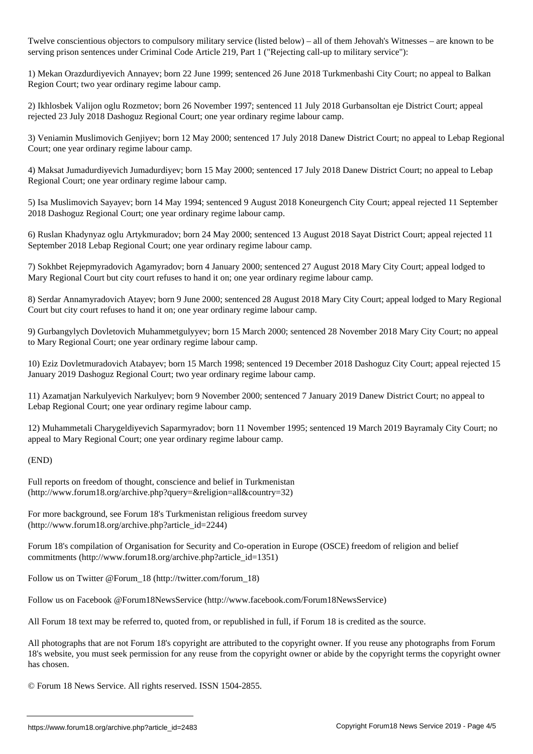Twelve conscientious objectors to compulsory military service (listed below) – all of them Jehovah's Witnesses – are known to be serving prison sentences under Criminal Code Article 219, Part 1 ("Rejecting call-up to military service"):

1) Mekan Orazdurdiyevich Annayev; born 22 June 1999; sentenced 26 June 2018 Turkmenbashi City Court; no appeal to Balkan Region Court; two year ordinary regime labour camp.

2) Ikhlosbek Valijon oglu Rozmetov; born 26 November 1997; sentenced 11 July 2018 Gurbansoltan eje District Court; appeal rejected 23 July 2018 Dashoguz Regional Court; one year ordinary regime labour camp.

3) Veniamin Muslimovich Genjiyev; born 12 May 2000; sentenced 17 July 2018 Danew District Court; no appeal to Lebap Regional Court; one year ordinary regime labour camp.

4) Maksat Jumadurdiyevich Jumadurdiyev; born 15 May 2000; sentenced 17 July 2018 Danew District Court; no appeal to Lebap Regional Court; one year ordinary regime labour camp.

5) Isa Muslimovich Sayayev; born 14 May 1994; sentenced 9 August 2018 Koneurgench City Court; appeal rejected 11 September 2018 Dashoguz Regional Court; one year ordinary regime labour camp.

6) Ruslan Khadynyaz oglu Artykmuradov; born 24 May 2000; sentenced 13 August 2018 Sayat District Court; appeal rejected 11 September 2018 Lebap Regional Court; one year ordinary regime labour camp.

7) Sokhbet Rejepmyradovich Agamyradov; born 4 January 2000; sentenced 27 August 2018 Mary City Court; appeal lodged to Mary Regional Court but city court refuses to hand it on; one year ordinary regime labour camp.

8) Serdar Annamyradovich Atayev; born 9 June 2000; sentenced 28 August 2018 Mary City Court; appeal lodged to Mary Regional Court but city court refuses to hand it on; one year ordinary regime labour camp.

9) Gurbangylych Dovletovich Muhammetgulyyev; born 15 March 2000; sentenced 28 November 2018 Mary City Court; no appeal to Mary Regional Court; one year ordinary regime labour camp.

10) Eziz Dovletmuradovich Atabayev; born 15 March 1998; sentenced 19 December 2018 Dashoguz City Court; appeal rejected 15 January 2019 Dashoguz Regional Court; two year ordinary regime labour camp.

11) Azamatjan Narkulyevich Narkulyev; born 9 November 2000; sentenced 7 January 2019 Danew District Court; no appeal to Lebap Regional Court; one year ordinary regime labour camp.

12) Muhammetali Charygeldiyevich Saparmyradov; born 11 November 1995; sentenced 19 March 2019 Bayramaly City Court; no appeal to Mary Regional Court; one year ordinary regime labour camp.

(END)

Full reports on freedom of thought, conscience and belief in Turkmenistan (http://www.forum18.org/archive.php?query=&religion=all&country=32)

For more background, see Forum 18's Turkmenistan religious freedom survey (http://www.forum18.org/archive.php?article_id=2244)

Forum 18's compilation of Organisation for Security and Co-operation in Europe (OSCE) freedom of religion and belief commitments (http://www.forum18.org/archive.php?article_id=1351)

Follow us on Twitter @Forum_18 (http://twitter.com/forum_18)

Follow us on Facebook @Forum18NewsService (http://www.facebook.com/Forum18NewsService)

All Forum 18 text may be referred to, quoted from, or republished in full, if Forum 18 is credited as the source.

All photographs that are not Forum 18's copyright are attributed to the copyright owner. If you reuse any photographs from Forum 18's website, you must seek permission for any reuse from the copyright owner or abide by the copyright terms the copyright owner has chosen.

© Forum 18 News Service. All rights reserved. ISSN 1504-2855.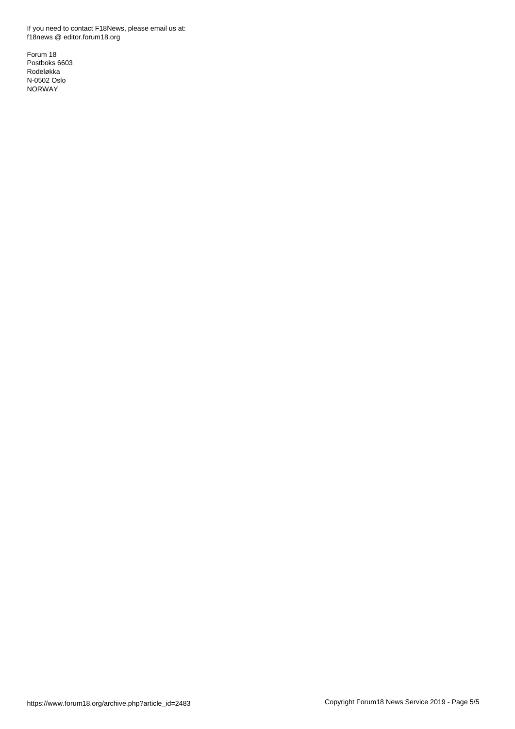If you need to contact F18News, please email us at:
f18news @ editor.forum18.org

Forum 18
Postboks 6603
Rodeløkka
N-0502 Oslo
NORWAY